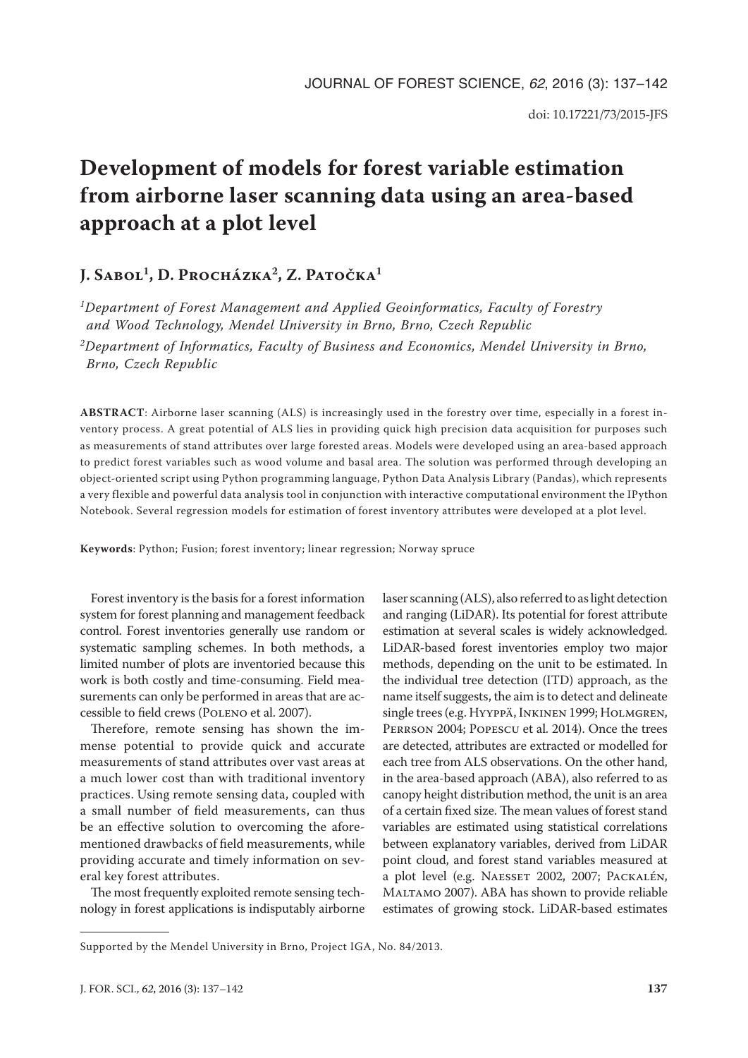doi: 10.17221/73/2015-JFS

# Development of models for forest variable estimation from airborne laser scanning data using an area-based approach at a plot level

## J. Sabol[1], D. Procházka[2], Z. Patočka[1]

*[1]Department of Forest Management and Applied Geoinformatics, Faculty of Forestry and Wood Technology, Mendel University in Brno, Brno, Czech Republic*

*[2]Department of Informatics, Faculty of Business and Economics, Mendel University in Brno, Brno, Czech Republic*

**ABSTRACT**: Airborne laser scanning (ALS) is increasingly used in the forestry over time, especially in a forest inventory process. A great potential of ALS lies in providing quick high precision data acquisition for purposes such as measurements of stand attributes over large forested areas. Models were developed using an area-based approach to predict forest variables such as wood volume and basal area. The solution was performed through developing an object-oriented script using Python programming language, Python Data Analysis Library (Pandas), which represents a very flexible and powerful data analysis tool in conjunction with interactive computational environment the IPython Notebook. Several regression models for estimation of forest inventory attributes were developed at a plot level.

**Keywords**: Python; Fusion; forest inventory; linear regression; Norway spruce

Forest inventory is the basis for a forest information system for forest planning and management feedback control. Forest inventories generally use random or systematic sampling schemes. In both methods, a limited number of plots are inventoried because this work is both costly and time-consuming. Field measurements can only be performed in areas that are accessible to field crews (Poleno et al. 2007).

Therefore, remote sensing has shown the immense potential to provide quick and accurate measurements of stand attributes over vast areas at a much lower cost than with traditional inventory practices. Using remote sensing data, coupled with a small number of field measurements, can thus be an effective solution to overcoming the aforementioned drawbacks of field measurements, while providing accurate and timely information on several key forest attributes.

The most frequently exploited remote sensing technology in forest applications is indisputably airborne laser scanning (ALS), also referred to as light detection and ranging (LiDAR). Its potential for forest attribute estimation at several scales is widely acknowledged. LiDAR-based forest inventories employ two major methods, depending on the unit to be estimated. In the individual tree detection (ITD) approach, as the name itself suggests, the aim is to detect and delineate single trees (e.g. Hyyppä, Inkinen 1999; Holmgren, Perrson 2004; Popescu et al. 2014). Once the trees are detected, attributes are extracted or modelled for each tree from ALS observations. On the other hand, in the area-based approach (ABA), also referred to as canopy height distribution method, the unit is an area of a certain fixed size. The mean values of forest stand variables are estimated using statistical correlations between explanatory variables, derived from LiDAR point cloud, and forest stand variables measured at a plot level (e.g. Naesset 2002, 2007; Packalén, Maltamo 2007). ABA has shown to provide reliable estimates of growing stock. LiDAR-based estimates

Supported by the Mendel University in Brno, Project IGA, No. 84/2013.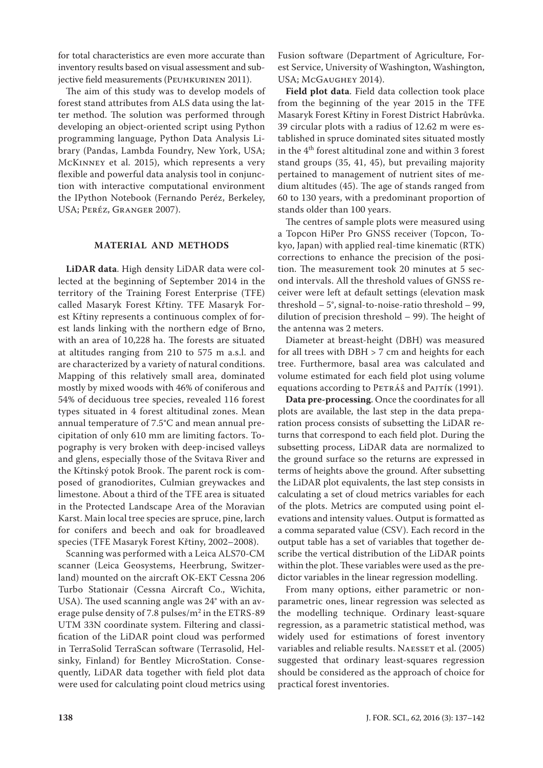for total characteristics are even more accurate than inventory results based on visual assessment and subjective field measurements (Peuhkurinen 2011).

The aim of this study was to develop models of forest stand attributes from ALS data using the latter method. The solution was performed through developing an object-oriented script using Python programming language, Python Data Analysis Library (Pandas, Lambda Foundry, New York, USA; McKinney et al. 2015), which represents a very flexible and powerful data analysis tool in conjunction with interactive computational environment the IPython Notebook (Fernando Peréz, Berkeley, USA; Peréz, Granger 2007).

## MATERIAL AND METHODS

**LiDAR data**. High density LiDAR data were collected at the beginning of September 2014 in the territory of the Training Forest Enterprise (TFE) called Masaryk Forest Křtiny. TFE Masaryk Forest Křtiny represents a continuous complex of forest lands linking with the northern edge of Brno, with an area of 10,228 ha. The forests are situated at altitudes ranging from 210 to 575 m a.s.l. and are characterized by a variety of natural conditions. Mapping of this relatively small area, dominated mostly by mixed woods with 46% of coniferous and 54% of deciduous tree species, revealed 116 forest types situated in 4 forest altitudinal zones. Mean annual temperature of 7.5°C and mean annual precipitation of only 610 mm are limiting factors. Topography is very broken with deep-incised valleys and glens, especially those of the Svitava River and the Křtinský potok Brook. The parent rock is composed of granodiorites, Culmian greywackes and limestone. About a third of the TFE area is situated in the Protected Landscape Area of the Moravian Karst. Main local tree species are spruce, pine, larch for conifers and beech and oak for broadleaved species (TFE Masaryk Forest Křtiny, 2002–2008).

Scanning was performed with a Leica ALS70-CM scanner (Leica Geosystems, Heerbrung, Switzerland) mounted on the aircraft OK-EKT Cessna 206 Turbo Stationair (Cessna Aircraft Co., Wichita, USA). The used scanning angle was 24° with an average pulse density of 7.8 pulses/m$^2$ in the ETRS-89 UTM 33N coordinate system. Filtering and classification of the LiDAR point cloud was performed in TerraSolid TerraScan software (Terrasolid, Helsinky, Finland) for Bentley MicroStation. Consequently, LiDAR data together with field plot data were used for calculating point cloud metrics using Fusion software (Department of Agriculture, Forest Service, University of Washington, Washington, USA; McGaughey 2014).

**Field plot data**. Field data collection took place from the beginning of the year 2015 in the TFE Masaryk Forest Křtiny in Forest District Habrůvka. 39 circular plots with a radius of 12.62 m were established in spruce dominated sites situated mostly in the 4$^{th}$ forest altitudinal zone and within 3 forest stand groups (35, 41, 45), but prevailing majority pertained to management of nutrient sites of medium altitudes (45). The age of stands ranged from 60 to 130 years, with a predominant proportion of stands older than 100 years.

The centres of sample plots were measured using a Topcon HiPer Pro GNSS receiver (Topcon, Tokyo, Japan) with applied real-time kinematic (RTK) corrections to enhance the precision of the position. The measurement took 20 minutes at 5 second intervals. All the threshold values of GNSS receiver were left at default settings (elevation mask threshold – 5°, signal-to-noise-ratio threshold – 99, dilution of precision threshold – 99). The height of the antenna was 2 meters.

Diameter at breast-height (DBH) was measured for all trees with DBH > 7 cm and heights for each tree. Furthermore, basal area was calculated and volume estimated for each field plot using volume equations according to Petráš and Pajtík (1991).

**Data pre-processing**. Once the coordinates for all plots are available, the last step in the data preparation process consists of subsetting the LiDAR returns that correspond to each field plot. During the subsetting process, LiDAR data are normalized to the ground surface so the returns are expressed in terms of heights above the ground. After subsetting the LiDAR plot equivalents, the last step consists in calculating a set of cloud metrics variables for each of the plots. Metrics are computed using point elevations and intensity values. Output is formatted as a comma separated value (CSV). Each record in the output table has a set of variables that together describe the vertical distribution of the LiDAR points within the plot. These variables were used as the predictor variables in the linear regression modelling.

From many options, either parametric or nonparametric ones, linear regression was selected as the modelling technique. Ordinary least-square regression, as a parametric statistical method, was widely used for estimations of forest inventory variables and reliable results. Naesset et al. (2005) suggested that ordinary least-squares regression should be considered as the approach of choice for practical forest inventories.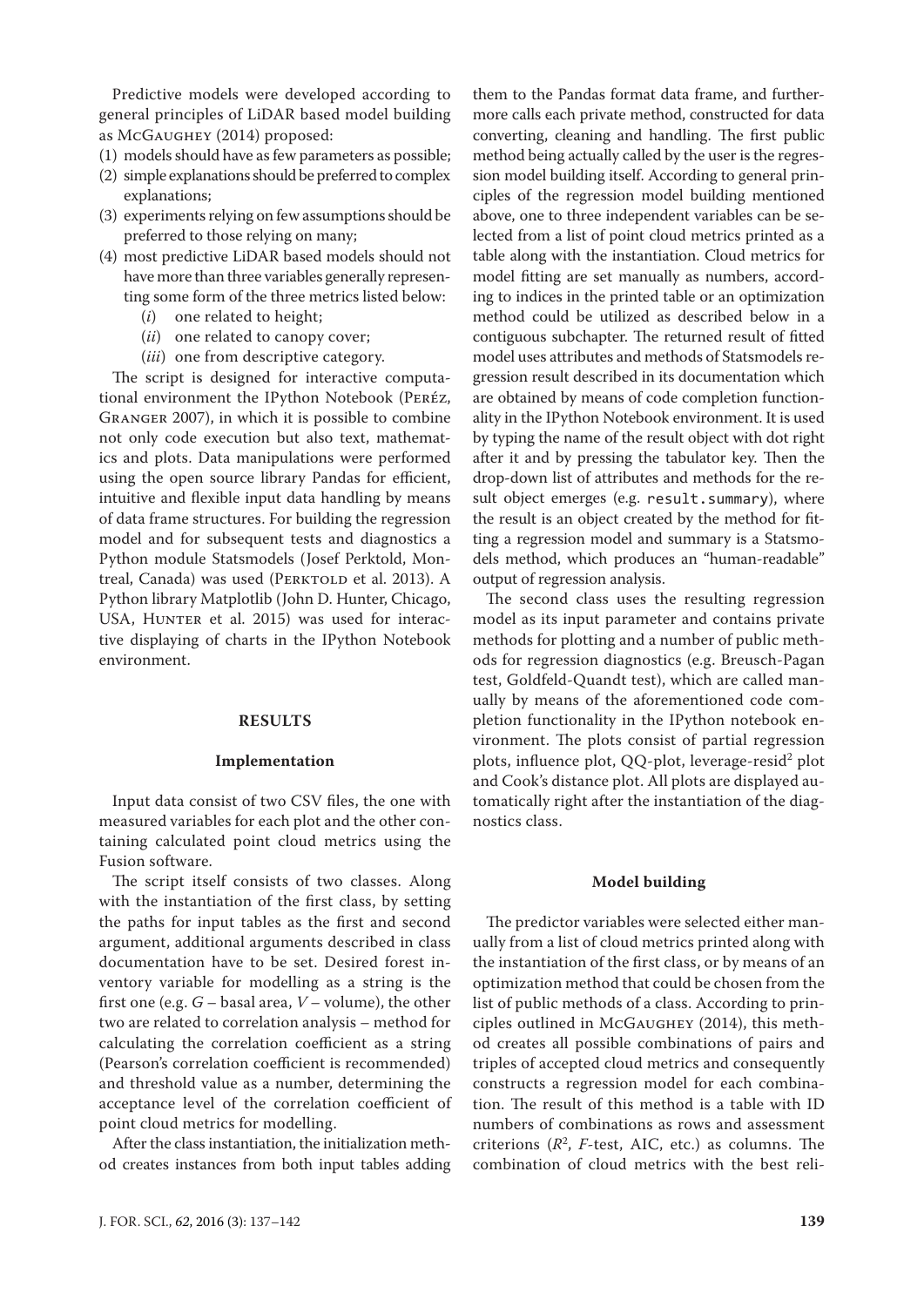Predictive models were developed according to general principles of LiDAR based model building as McGaughey (2014) proposed:

(1) models should have as few parameters as possible;
(2) simple explanations should be preferred to complex explanations;
(3) experiments relying on few assumptions should be preferred to those relying on many;
(4) most predictive LiDAR based models should not have more than three variables generally representing some form of the three metrics listed below:
    - (*i*) one related to height;
    - (*ii*) one related to canopy cover;
    - (*iii*) one from descriptive category.

The script is designed for interactive computational environment the IPython Notebook (Peréz, Granger 2007), in which it is possible to combine not only code execution but also text, mathematics and plots. Data manipulations were performed using the open source library Pandas for efficient, intuitive and flexible input data handling by means of data frame structures. For building the regression model and for subsequent tests and diagnostics a Python module Statsmodels (Josef Perktold, Montreal, Canada) was used (Perktold et al. 2013). A Python library Matplotlib (John D. Hunter, Chicago, USA, Hunter et al. 2015) was used for interactive displaying of charts in the IPython Notebook environment.

## RESULTS

### Implementation

Input data consist of two CSV files, the one with measured variables for each plot and the other containing calculated point cloud metrics using the Fusion software.

The script itself consists of two classes. Along with the instantiation of the first class, by setting the paths for input tables as the first and second argument, additional arguments described in class documentation have to be set. Desired forest inventory variable for modelling as a string is the first one (e.g. *G* – basal area, *V* – volume), the other two are related to correlation analysis – method for calculating the correlation coefficient as a string (Pearson's correlation coefficient is recommended) and threshold value as a number, determining the acceptance level of the correlation coefficient of point cloud metrics for modelling.

After the class instantiation, the initialization method creates instances from both input tables adding them to the Pandas format data frame, and furthermore calls each private method, constructed for data converting, cleaning and handling. The first public method being actually called by the user is the regression model building itself. According to general principles of the regression model building mentioned above, one to three independent variables can be selected from a list of point cloud metrics printed as a table along with the instantiation. Cloud metrics for model fitting are set manually as numbers, according to indices in the printed table or an optimization method could be utilized as described below in a contiguous subchapter. The returned result of fitted model uses attributes and methods of Statsmodels regression result described in its documentation which are obtained by means of code completion functionality in the IPython Notebook environment. It is used by typing the name of the result object with dot right after it and by pressing the tabulator key. Then the drop-down list of attributes and methods for the result object emerges (e.g. `result.summary`), where the result is an object created by the method for fitting a regression model and summary is a Statsmodels method, which produces an "human-readable" output of regression analysis.

The second class uses the resulting regression model as its input parameter and contains private methods for plotting and a number of public methods for regression diagnostics (e.g. Breusch-Pagan test, Goldfeld-Quandt test), which are called manually by means of the aforementioned code completion functionality in the IPython notebook environment. The plots consist of partial regression plots, influence plot, QQ-plot, leverage-resid$^2$ plot and Cook's distance plot. All plots are displayed automatically right after the instantiation of the diagnostics class.

### Model building

The predictor variables were selected either manually from a list of cloud metrics printed along with the instantiation of the first class, or by means of an optimization method that could be chosen from the list of public methods of a class. According to principles outlined in McGaughey (2014), this method creates all possible combinations of pairs and triples of accepted cloud metrics and consequently constructs a regression model for each combination. The result of this method is a table with ID numbers of combinations as rows and assessment criterions ($R^2$, *F*-test, AIC, etc.) as columns. The combination of cloud metrics with the best reli-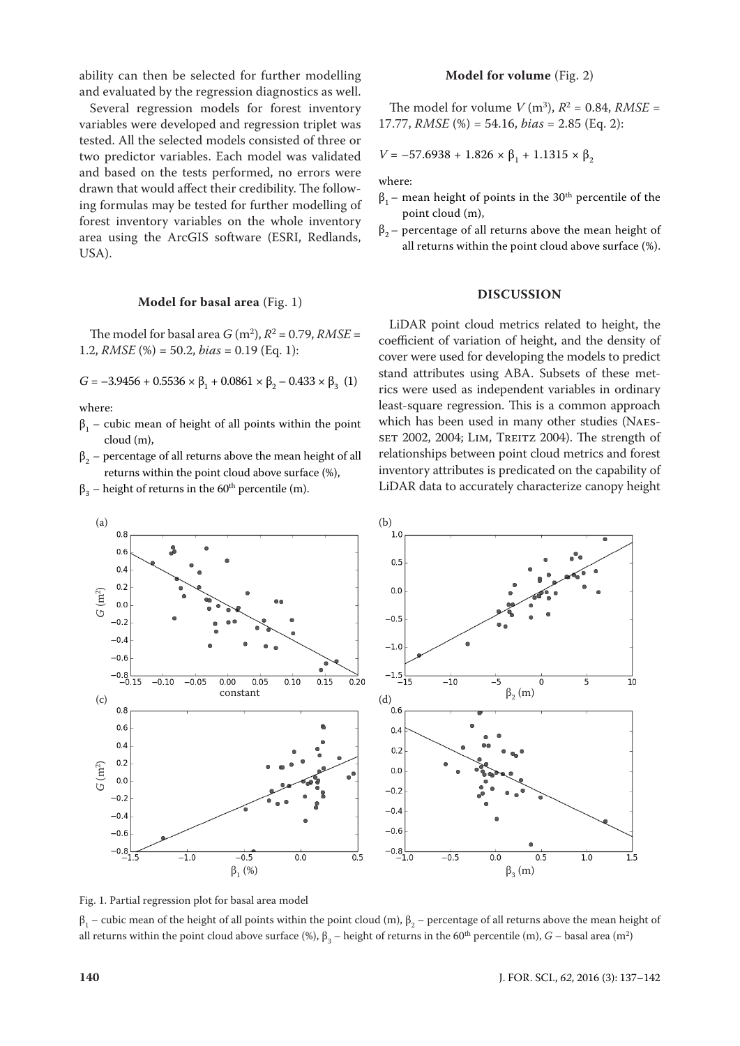ability can then be selected for further modelling and evaluated by the regression diagnostics as well.

Several regression models for forest inventory variables were developed and regression triplet was tested. All the selected models consisted of three or two predictor variables. Each model was validated and based on the tests performed, no errors were drawn that would affect their credibility. The following formulas may be tested for further modelling of forest inventory variables on the whole inventory area using the ArcGIS software (ESRI, Redlands, USA).

**Model for basal area** (Fig. 1)

The model for basal area $G$ (m$^2$), $R^2$ = 0.79, *RMSE* = 1.2, *RMSE* (%) = 50.2, *bias* = 0.19 (Eq. 1):

$$G = -3.9456 + 0.5536 \times \beta_1 + 0.0861 \times \beta_2 - 0.433 \times \beta_3 \quad (1)$$

where:

- $\beta_1$ – cubic mean of height of all points within the point cloud (m),
- $\beta_2$ – percentage of all returns above the mean height of all returns within the point cloud above surface (%),
- $\beta_3$ – height of returns in the 60[th] percentile (m).

**Model for volume** (Fig. 2)

The model for volume $V$ (m$^3$), $R^2$ = 0.84, *RMSE* = 17.77, *RMSE* (%) = 54.16, *bias* = 2.85 (Eq. 2):

$$V = -57.6938 + 1.826 \times \beta_1 + 1.1315 \times \beta_2$$

where:

- $\beta_1$ – mean height of points in the 30[th] percentile of the point cloud (m),
- $\beta_2$ – percentage of all returns above the mean height of all returns within the point cloud above surface (%).

## DISCUSSION

LiDAR point cloud metrics related to height, the coefficient of variation of height, and the density of cover were used for developing the models to predict stand attributes using ABA. Subsets of these metrics were used as independent variables in ordinary least-square regression. This is a common approach which has been used in many other studies (Naesset 2002, 2004; Lim, Treitz 2004). The strength of relationships between point cloud metrics and forest inventory attributes is predicated on the capability of LiDAR data to accurately characterize canopy height

Fig. 1. Partial regression plot for basal area model

$\beta_1$ – cubic mean of the height of all points within the point cloud (m), $\beta_2$ – percentage of all returns above the mean height of all returns within the point cloud above surface (%), $\beta_3$ – height of returns in the 60[th] percentile (m), $G$ – basal area (m$^2$)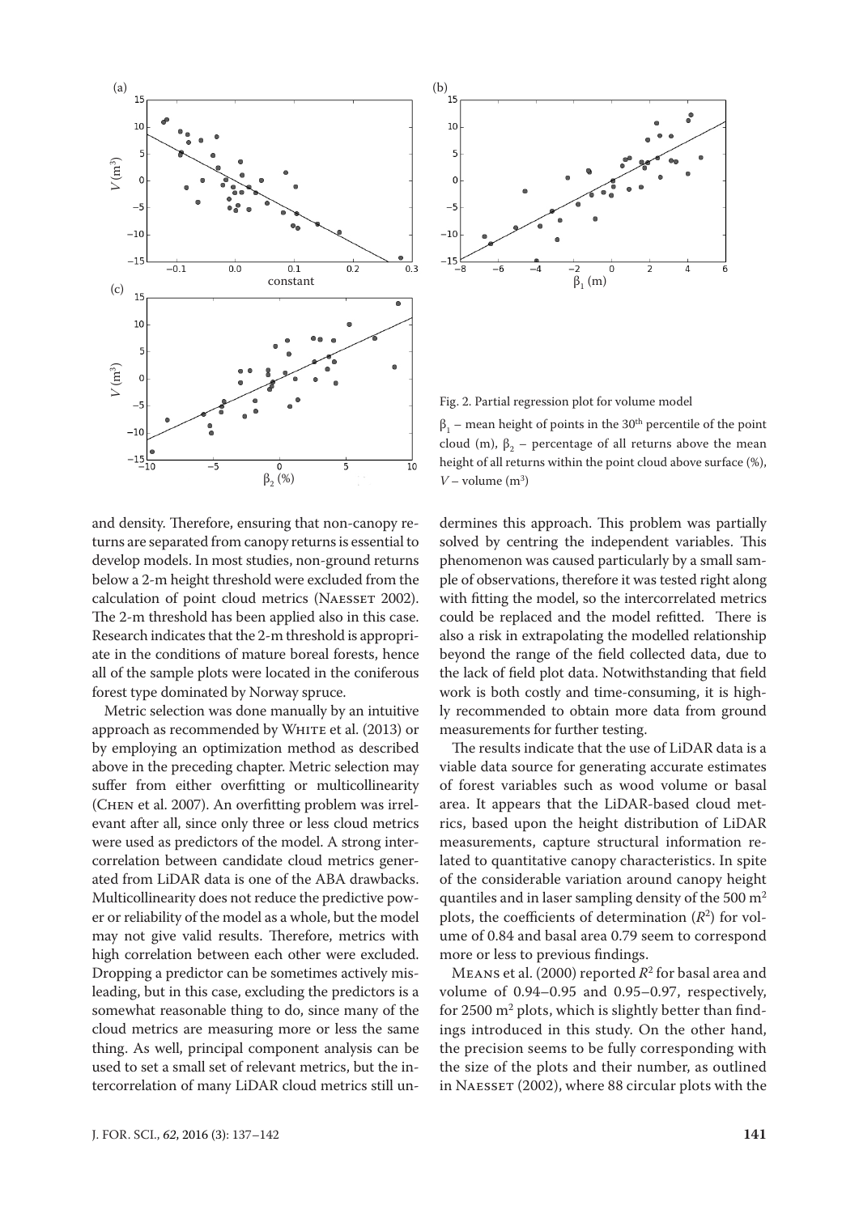(a)

15
10
5
0
−5
−10
−15

$V$ (m$^3$)

−0.1 0.0 0.1 0.2 0.3

constant

(b)

15
10
5
0
−5
−10
−15

−8 −6 −4 −2 0 2 4 6

$\beta_1$ (m)

(c)

15
10
5
0
−5
−10
−15

$V$ (m$^3$)

−10 −5 0 5 10

$\beta_2$ (%)

Fig. 2. Partial regression plot for volume model

$\beta_1$ – mean height of points in the 30[th] percentile of the point cloud (m), $\beta_2$ – percentage of all returns above the mean height of all returns within the point cloud above surface (%), $V$ – volume (m$^3$)

and density. Therefore, ensuring that non-canopy returns are separated from canopy returns is essential to develop models. In most studies, non-ground returns below a 2-m height threshold were excluded from the calculation of point cloud metrics (Naesset 2002). The 2-m threshold has been applied also in this case. Research indicates that the 2-m threshold is appropriate in the conditions of mature boreal forests, hence all of the sample plots were located in the coniferous forest type dominated by Norway spruce.

Metric selection was done manually by an intuitive approach as recommended by White et al. (2013) or by employing an optimization method as described above in the preceding chapter. Metric selection may suffer from either overfitting or multicollinearity (Chen et al. 2007). An overfitting problem was irrelevant after all, since only three or less cloud metrics were used as predictors of the model. A strong intercorrelation between candidate cloud metrics generated from LiDAR data is one of the ABA drawbacks. Multicollinearity does not reduce the predictive power or reliability of the model as a whole, but the model may not give valid results. Therefore, metrics with high correlation between each other were excluded. Dropping a predictor can be sometimes actively misleading, but in this case, excluding the predictors is a somewhat reasonable thing to do, since many of the cloud metrics are measuring more or less the same thing. As well, principal component analysis can be used to set a small set of relevant metrics, but the intercorrelation of many LiDAR cloud metrics still undermines this approach. This problem was partially solved by centring the independent variables. This phenomenon was caused particularly by a small sample of observations, therefore it was tested right along with fitting the model, so the intercorrelated metrics could be replaced and the model refitted. There is also a risk in extrapolating the modelled relationship beyond the range of the field collected data, due to the lack of field plot data. Notwithstanding that field work is both costly and time-consuming, it is highly recommended to obtain more data from ground measurements for further testing.

The results indicate that the use of LiDAR data is a viable data source for generating accurate estimates of forest variables such as wood volume or basal area. It appears that the LiDAR-based cloud metrics, based upon the height distribution of LiDAR measurements, capture structural information related to quantitative canopy characteristics. In spite of the considerable variation around canopy height quantiles and in laser sampling density of the 500 m$^2$ plots, the coefficients of determination ($R^2$) for volume of 0.84 and basal area 0.79 seem to correspond more or less to previous findings.

Means et al. (2000) reported $R^2$ for basal area and volume of 0.94–0.95 and 0.95–0.97, respectively, for 2500 m$^2$ plots, which is slightly better than findings introduced in this study. On the other hand, the precision seems to be fully corresponding with the size of the plots and their number, as outlined in Naesset (2002), where 88 circular plots with the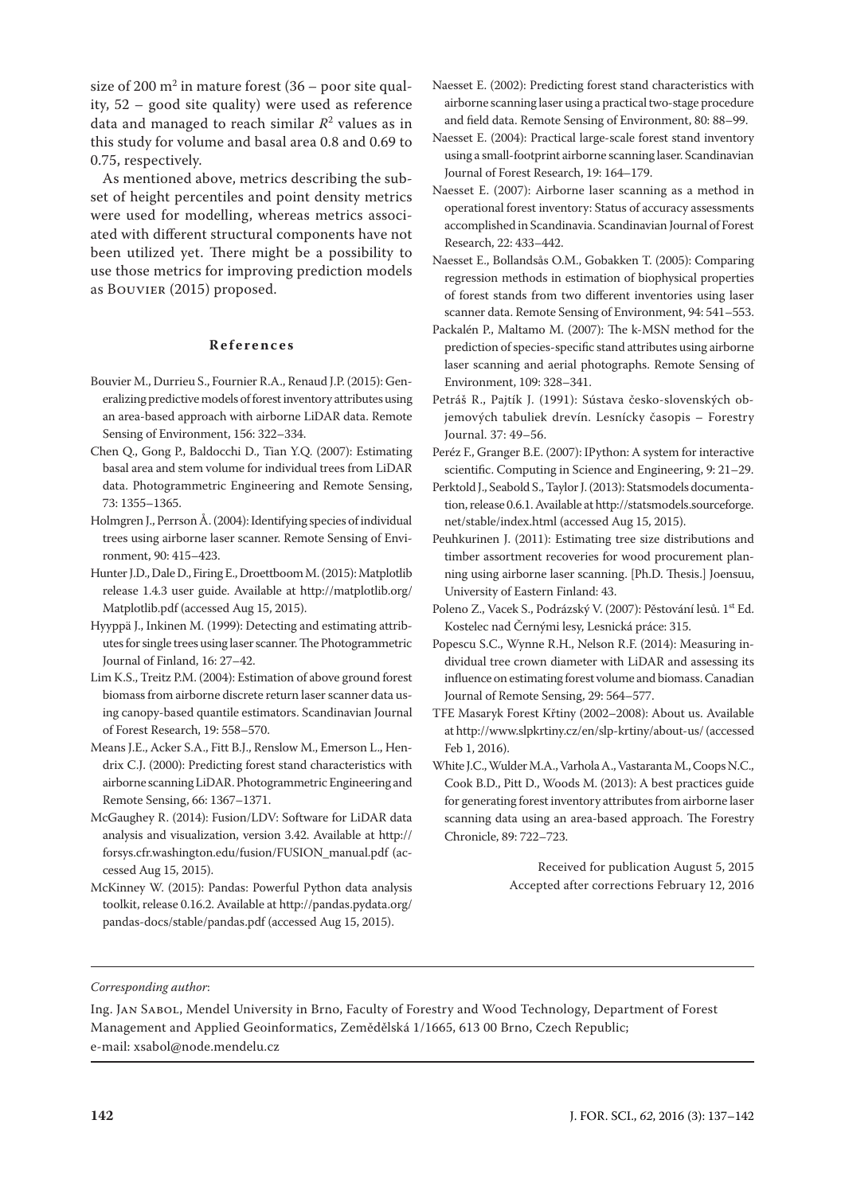size of 200 m$^2$ in mature forest (36 – poor site quality, 52 – good site quality) were used as reference data and managed to reach similar $R^2$ values as in this study for volume and basal area 0.8 and 0.69 to 0.75, respectively.

As mentioned above, metrics describing the subset of height percentiles and point density metrics were used for modelling, whereas metrics associated with different structural components have not been utilized yet. There might be a possibility to use those metrics for improving prediction models as Bouvier (2015) proposed.

## References

Bouvier M., Durrieu S., Fournier R.A., Renaud J.P. (2015): Generalizing predictive models of forest inventory attributes using an area-based approach with airborne LiDAR data. Remote Sensing of Environment, 156: 322–334.

Chen Q., Gong P., Baldocchi D., Tian Y.Q. (2007): Estimating basal area and stem volume for individual trees from LiDAR data. Photogrammetric Engineering and Remote Sensing, 73: 1355–1365.

Holmgren J., Perrson Å. (2004): Identifying species of individual trees using airborne laser scanner. Remote Sensing of Environment, 90: 415–423.

Hunter J.D., Dale D., Firing E., Droettboom M. (2015): Matplotlib release 1.4.3 user guide. Available at http://matplotlib.org/Matplotlib.pdf (accessed Aug 15, 2015).

Hyyppä J., Inkinen M. (1999): Detecting and estimating attributes for single trees using laser scanner. The Photogrammetric Journal of Finland, 16: 27–42.

Lim K.S., Treitz P.M. (2004): Estimation of above ground forest biomass from airborne discrete return laser scanner data using canopy-based quantile estimators. Scandinavian Journal of Forest Research, 19: 558–570.

Means J.E., Acker S.A., Fitt B.J., Renslow M., Emerson L., Hendrix C.J. (2000): Predicting forest stand characteristics with airborne scanning LiDAR. Photogrammetric Engineering and Remote Sensing, 66: 1367–1371.

McGaughey R. (2014): Fusion/LDV: Software for LiDAR data analysis and visualization, version 3.42. Available at http://forsys.cfr.washington.edu/fusion/FUSION_manual.pdf (accessed Aug 15, 2015).

McKinney W. (2015): Pandas: Powerful Python data analysis toolkit, release 0.16.2. Available at http://pandas.pydata.org/pandas-docs/stable/pandas.pdf (accessed Aug 15, 2015).

Naesset E. (2002): Predicting forest stand characteristics with airborne scanning laser using a practical two-stage procedure and field data. Remote Sensing of Environment, 80: 88–99.

Naesset E. (2004): Practical large-scale forest stand inventory using a small-footprint airborne scanning laser. Scandinavian Journal of Forest Research, 19: 164–179.

Naesset E. (2007): Airborne laser scanning as a method in operational forest inventory: Status of accuracy assessments accomplished in Scandinavia. Scandinavian Journal of Forest Research, 22: 433–442.

Naesset E., Bollandsås O.M., Gobakken T. (2005): Comparing regression methods in estimation of biophysical properties of forest stands from two different inventories using laser scanner data. Remote Sensing of Environment, 94: 541–553.

Packalén P., Maltamo M. (2007): The k-MSN method for the prediction of species-specific stand attributes using airborne laser scanning and aerial photographs. Remote Sensing of Environment, 109: 328–341.

Petráš R., Pajtík J. (1991): Sústava česko-slovenských objemových tabuliek drevín. Lesnícky časopis – Forestry Journal. 37: 49–56.

Peréz F., Granger B.E. (2007): IPython: A system for interactive scientific. Computing in Science and Engineering, 9: 21–29.

Perktold J., Seabold S., Taylor J. (2013): Statsmodels documentation, release 0.6.1. Available at http://statsmodels.sourceforge.net/stable/index.html (accessed Aug 15, 2015).

Peuhkurinen J. (2011): Estimating tree size distributions and timber assortment recoveries for wood procurement planning using airborne laser scanning. [Ph.D. Thesis.] Joensuu, University of Eastern Finland: 43.

Poleno Z., Vacek S., Podrázský V. (2007): Pěstování lesů. 1st Ed. Kostelec nad Černými lesy, Lesnická práce: 315.

Popescu S.C., Wynne R.H., Nelson R.F. (2014): Measuring individual tree crown diameter with LiDAR and assessing its influence on estimating forest volume and biomass. Canadian Journal of Remote Sensing, 29: 564–577.

TFE Masaryk Forest Křtiny (2002–2008): About us. Available at http://www.slpkrtiny.cz/en/slp-krtiny/about-us/ (accessed Feb 1, 2016).

White J.C., Wulder M.A., Varhola A., Vastaranta M., Coops N.C., Cook B.D., Pitt D., Woods M. (2013): A best practices guide for generating forest inventory attributes from airborne laser scanning data using an area-based approach. The Forestry Chronicle, 89: 722–723.

Received for publication August 5, 2015
Accepted after corrections February 12, 2016

*Corresponding author*:

Ing. Jan Sabol, Mendel University in Brno, Faculty of Forestry and Wood Technology, Department of Forest Management and Applied Geoinformatics, Zemědělská 1/1665, 613 00 Brno, Czech Republic;
e-mail: xsabol@node.mendelu.cz